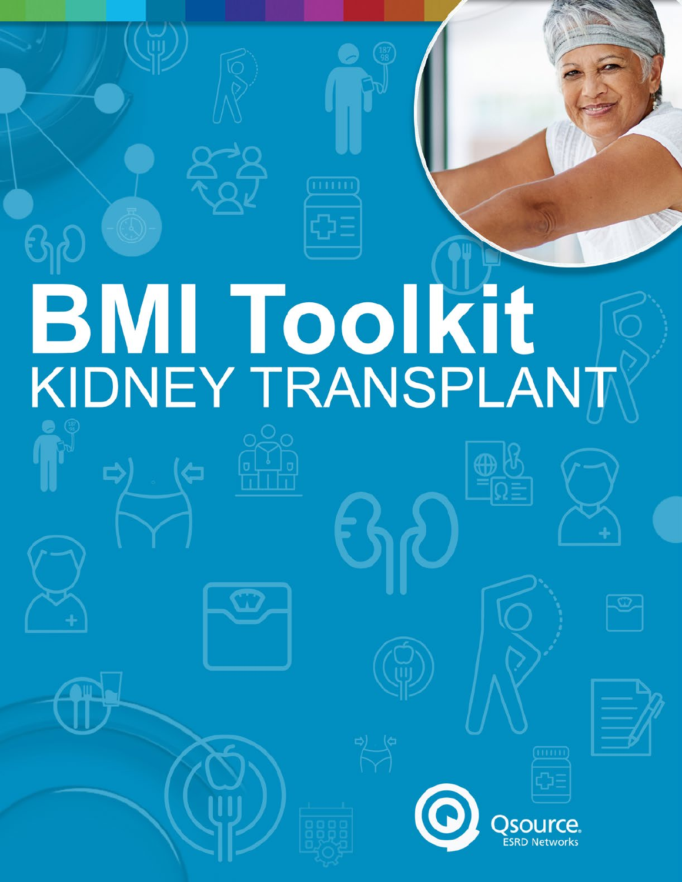# BMI Toolkit

## KIDNEY TRANSPLANT

Qsource. ESRD Networks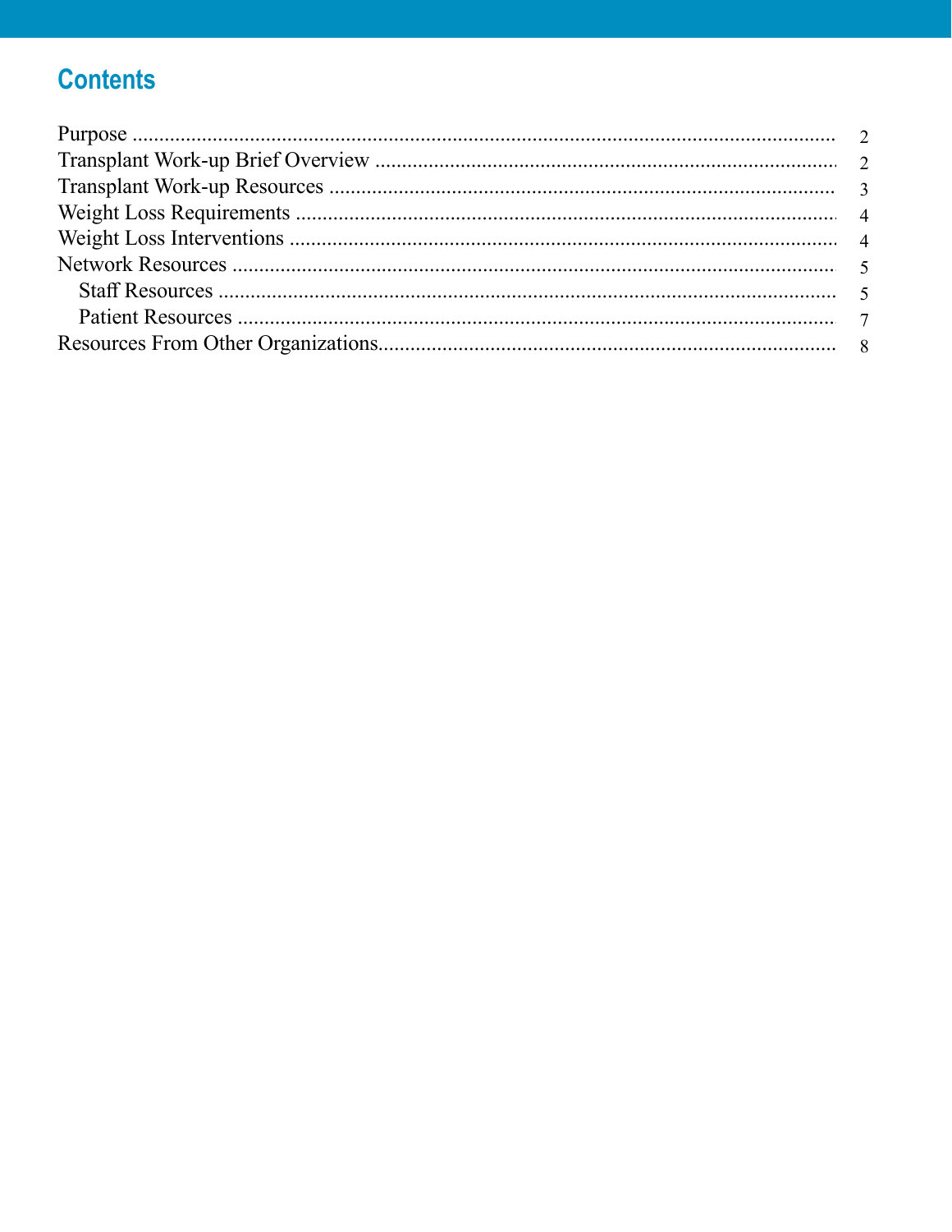## Contents

- Purpose ............................................................ 2
- Transplant Work-up Brief Overview ............................................................ 2
- Transplant Work-up Resources ............................................................ 3
- Weight Loss Requirements ............................................................ 4
- Weight Loss Interventions ............................................................ 4
- Network Resources ............................................................ 5
  - Staff Resources ............................................................ 5
  - Patient Resources ............................................................ 7
- Resources From Other Organizations............................................................ 8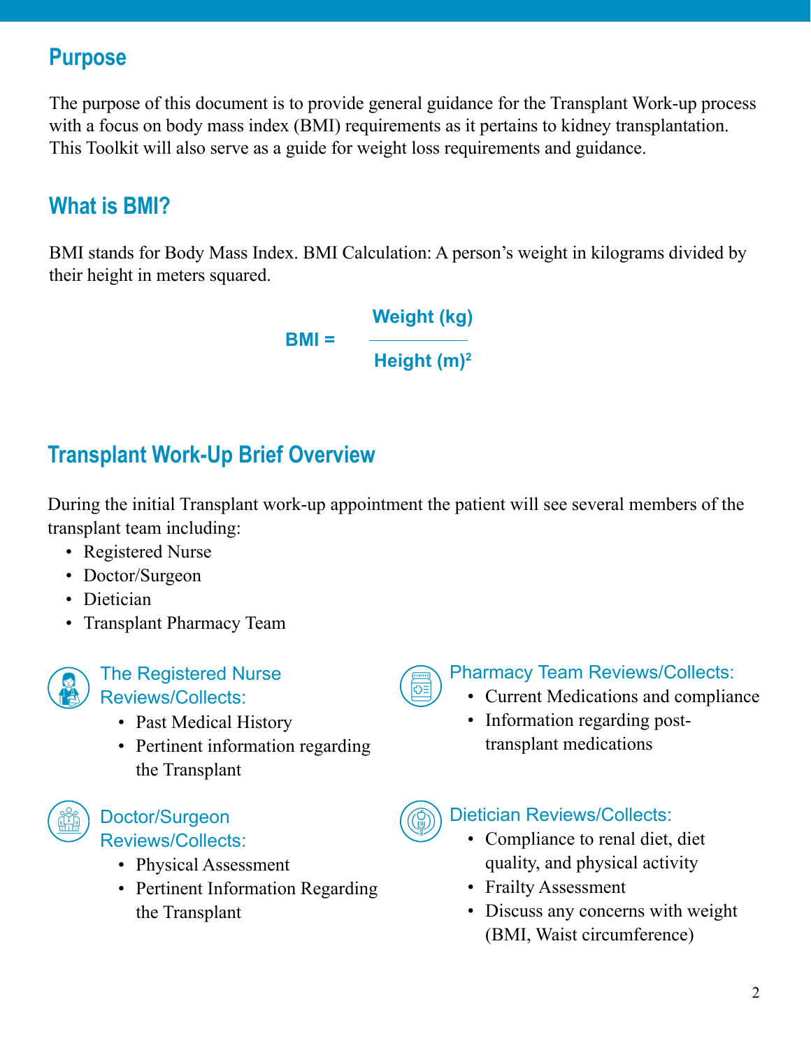## Purpose

The purpose of this document is to provide general guidance for the Transplant Work-up process with a focus on body mass index (BMI) requirements as it pertains to kidney transplantation. This Toolkit will also serve as a guide for weight loss requirements and guidance.

## What is BMI?

BMI stands for Body Mass Index. BMI Calculation: A person's weight in kilograms divided by their height in meters squared.

$$\text{BMI} = \frac{\text{Weight (kg)}}{\text{Height (m)}^2}$$

## Transplant Work-Up Brief Overview

During the initial Transplant work-up appointment the patient will see several members of the transplant team including:

- Registered Nurse
- Doctor/Surgeon
- Dietician
- Transplant Pharmacy Team

### The Registered Nurse Reviews/Collects:

- Past Medical History
- Pertinent information regarding the Transplant

### Doctor/Surgeon Reviews/Collects:

- Physical Assessment
- Pertinent Information Regarding the Transplant

### Pharmacy Team Reviews/Collects:

- Current Medications and compliance
- Information regarding post-transplant medications

### Dietician Reviews/Collects:

- Compliance to renal diet, diet quality, and physical activity
- Frailty Assessment
- Discuss any concerns with weight (BMI, Waist circumference)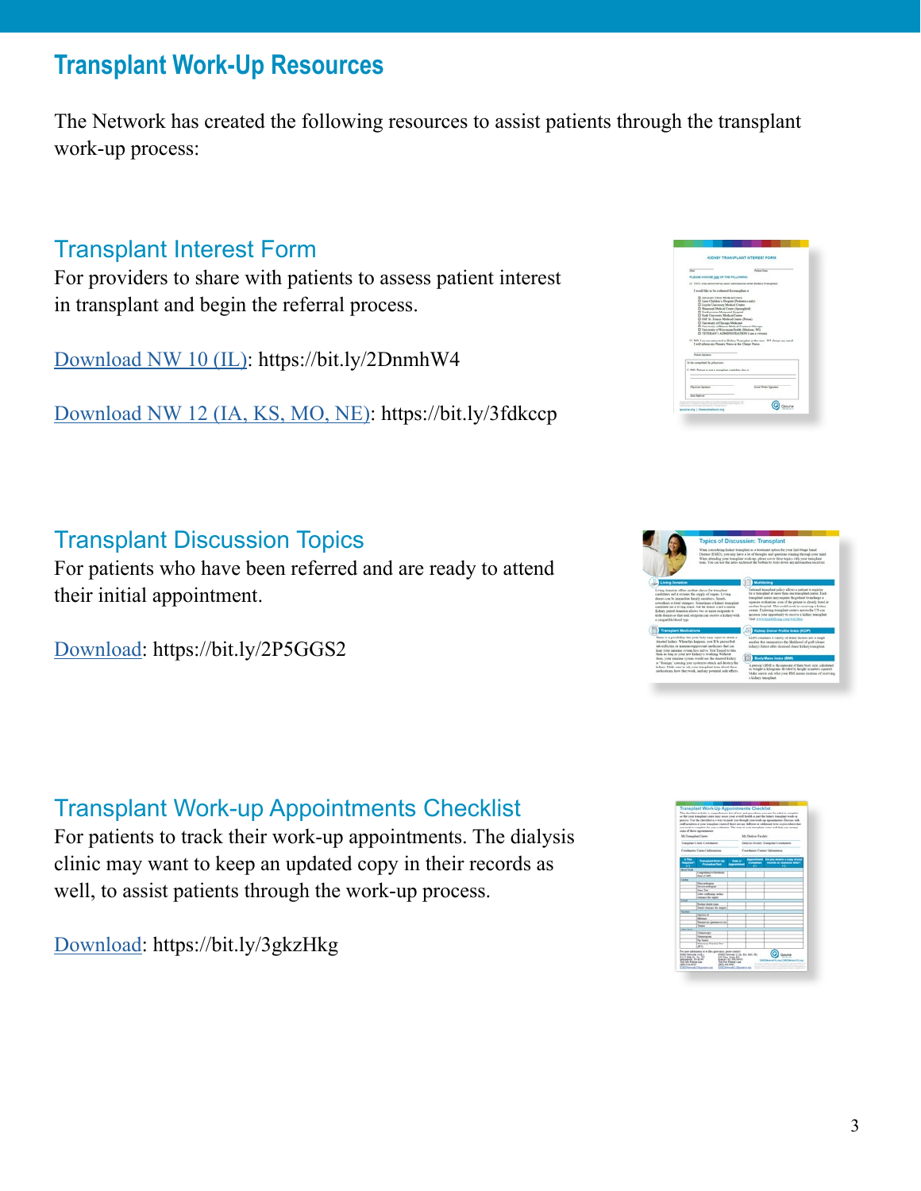# Transplant Work-Up Resources

The Network has created the following resources to assist patients through the transplant work-up process:

## Transplant Interest Form

For providers to share with patients to assess patient interest in transplant and begin the referral process.

Download NW 10 (IL): https://bit.ly/2DnmhW4

Download NW 12 (IA, KS, MO, NE): https://bit.ly/3fdkccp

## Transplant Discussion Topics

For patients who have been referred and are ready to attend their initial appointment.

Download: https://bit.ly/2P5GGS2

## Transplant Work-up Appointments Checklist

For patients to track their work-up appointments. The dialysis clinic may want to keep an updated copy in their records as well, to assist patients through the work-up process.

Download: https://bit.ly/3gkzHkg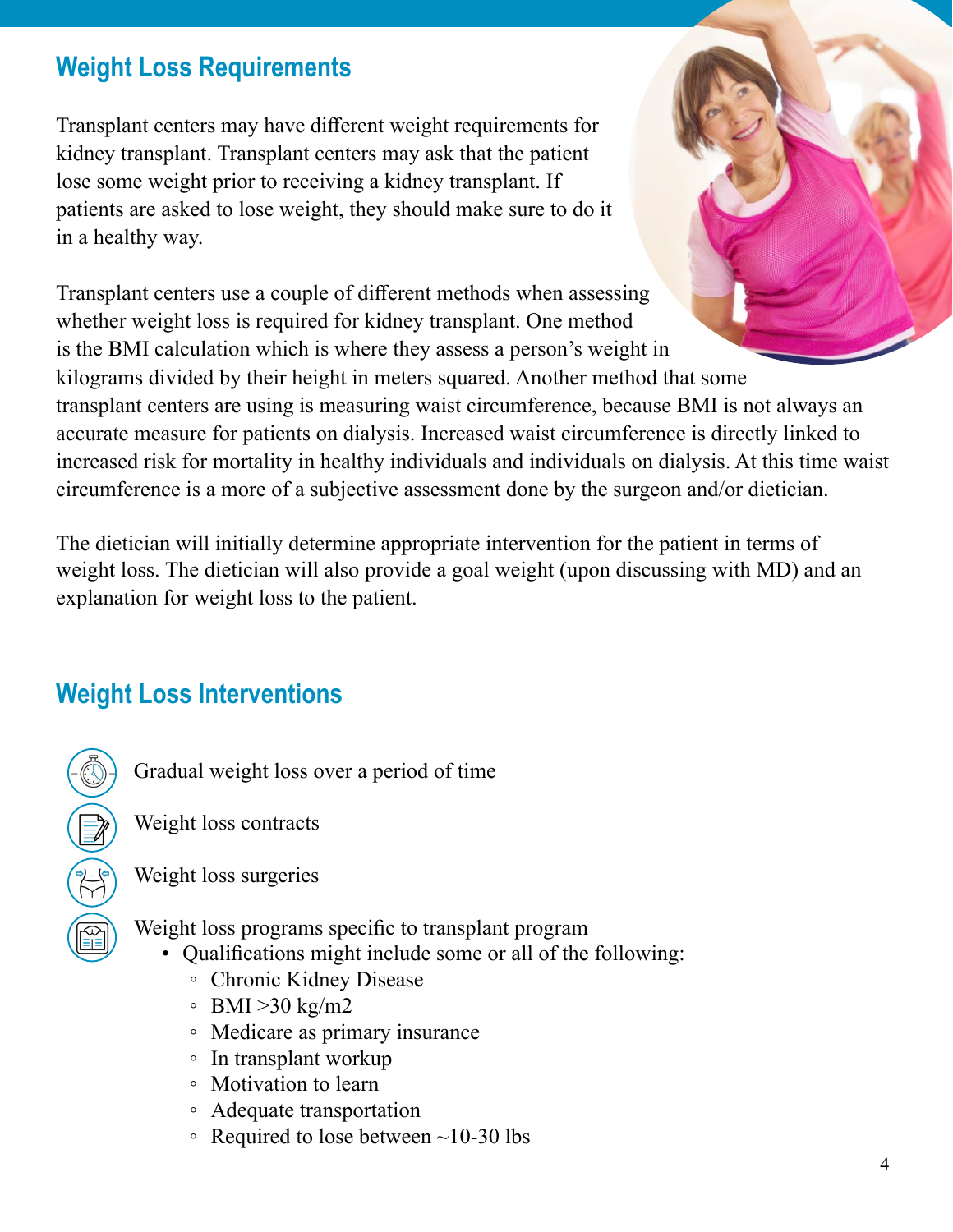## Weight Loss Requirements

Transplant centers may have different weight requirements for kidney transplant. Transplant centers may ask that the patient lose some weight prior to receiving a kidney transplant. If patients are asked to lose weight, they should make sure to do it in a healthy way.

Transplant centers use a couple of different methods when assessing whether weight loss is required for kidney transplant. One method is the BMI calculation which is where they assess a person's weight in kilograms divided by their height in meters squared. Another method that some transplant centers are using is measuring waist circumference, because BMI is not always an accurate measure for patients on dialysis. Increased waist circumference is directly linked to increased risk for mortality in healthy individuals and individuals on dialysis. At this time waist circumference is a more of a subjective assessment done by the surgeon and/or dietician.

The dietician will initially determine appropriate intervention for the patient in terms of weight loss. The dietician will also provide a goal weight (upon discussing with MD) and an explanation for weight loss to the patient.

## Weight Loss Interventions

- Gradual weight loss over a period of time
- Weight loss contracts
- Weight loss surgeries
- Weight loss programs specific to transplant program
  - Qualifications might include some or all of the following:
    - Chronic Kidney Disease
    - BMI >30 kg/m2
    - Medicare as primary insurance
    - In transplant workup
    - Motivation to learn
    - Adequate transportation
    - Required to lose between ~10-30 lbs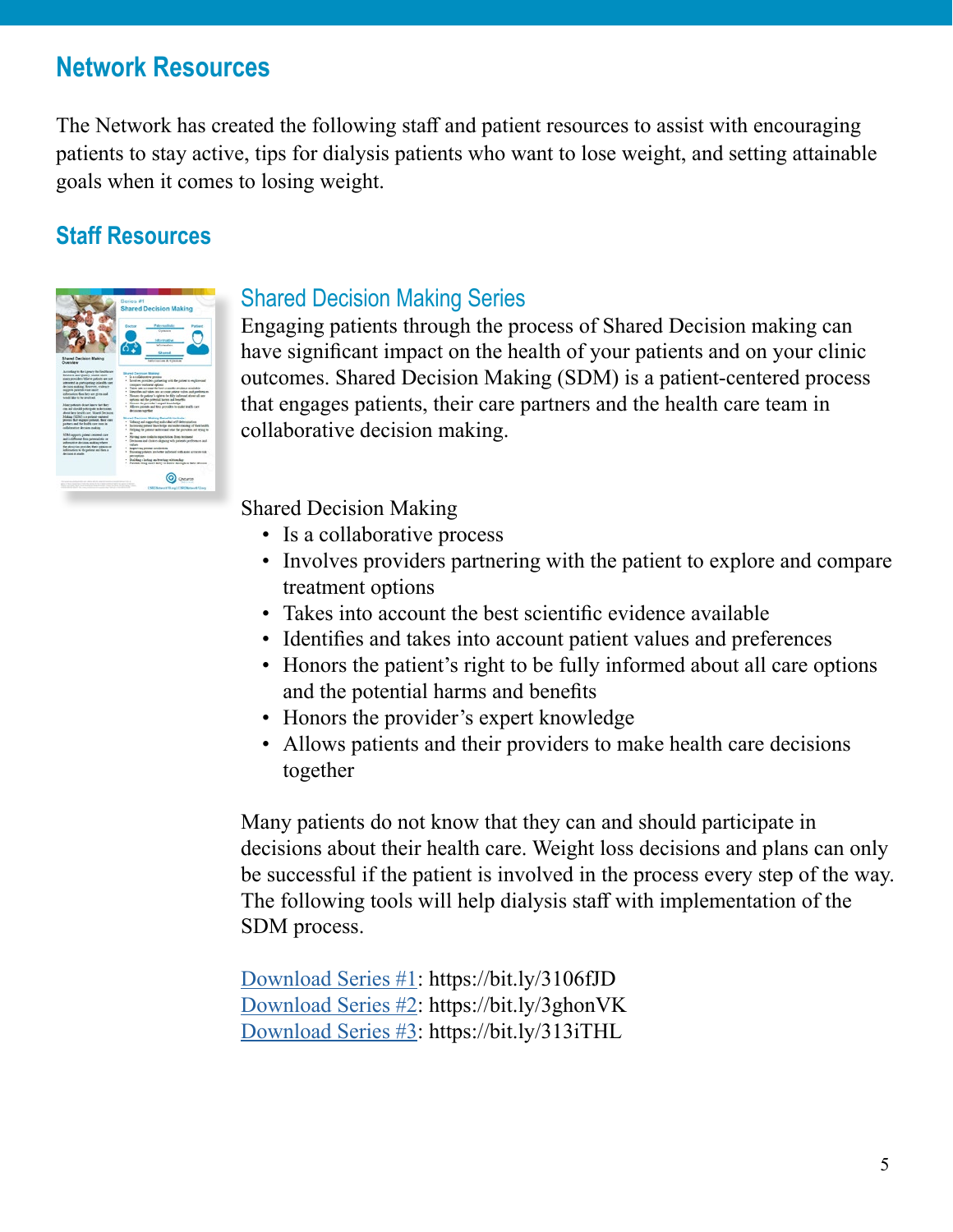## Network Resources

The Network has created the following staff and patient resources to assist with encouraging patients to stay active, tips for dialysis patients who want to lose weight, and setting attainable goals when it comes to losing weight.

### Staff Resources

#### Shared Decision Making Series

Engaging patients through the process of Shared Decision making can have significant impact on the health of your patients and on your clinic outcomes. Shared Decision Making (SDM) is a patient-centered process that engages patients, their care partners and the health care team in collaborative decision making.

Shared Decision Making

- Is a collaborative process
- Involves providers partnering with the patient to explore and compare treatment options
- Takes into account the best scientific evidence available
- Identifies and takes into account patient values and preferences
- Honors the patient's right to be fully informed about all care options and the potential harms and benefits
- Honors the provider's expert knowledge
- Allows patients and their providers to make health care decisions together

Many patients do not know that they can and should participate in decisions about their health care. Weight loss decisions and plans can only be successful if the patient is involved in the process every step of the way. The following tools will help dialysis staff with implementation of the SDM process.

Download Series #1: https://bit.ly/3106fJD
Download Series #2: https://bit.ly/3ghonVK
Download Series #3: https://bit.ly/313iTHL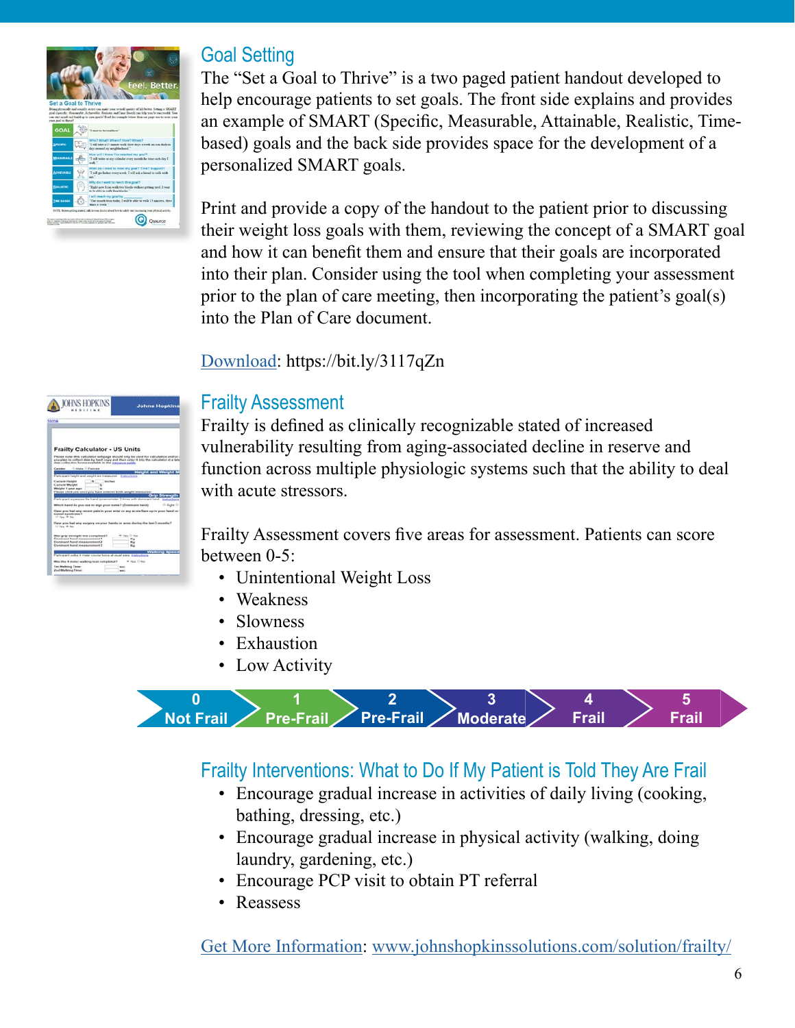## Goal Setting

The "Set a Goal to Thrive" is a two paged patient handout developed to help encourage patients to set goals. The front side explains and provides an example of SMART (Specific, Measurable, Attainable, Realistic, Time-based) goals and the back side provides space for the development of a personalized SMART goals.

Print and provide a copy of the handout to the patient prior to discussing their weight loss goals with them, reviewing the concept of a SMART goal and how it can benefit them and ensure that their goals are incorporated into their plan. Consider using the tool when completing your assessment prior to the plan of care meeting, then incorporating the patient's goal(s) into the Plan of Care document.

[Download](https://bit.ly/3117qZn): https://bit.ly/3117qZn

## Frailty Assessment

Frailty is defined as clinically recognizable stated of increased vulnerability resulting from aging-associated decline in reserve and function across multiple physiologic systems such that the ability to deal with acute stressors.

Frailty Assessment covers five areas for assessment. Patients can score between 0-5:

- Unintentional Weight Loss
- Weakness
- Slowness
- Exhaustion
- Low Activity

| 0 | 1 | 2 | 3 | 4 | 5 |
|---|---|---|---|---|---|
| Not Frail | Pre-Frail | Pre-Frail | Moderate | Frail | Frail |

## Frailty Interventions: What to Do If My Patient is Told They Are Frail

- Encourage gradual increase in activities of daily living (cooking, bathing, dressing, etc.)
- Encourage gradual increase in physical activity (walking, doing laundry, gardening, etc.)
- Encourage PCP visit to obtain PT referral
- Reassess

[Get More Information](www.johnshopkinssolutions.com/solution/frailty/): www.johnshopkinssolutions.com/solution/frailty/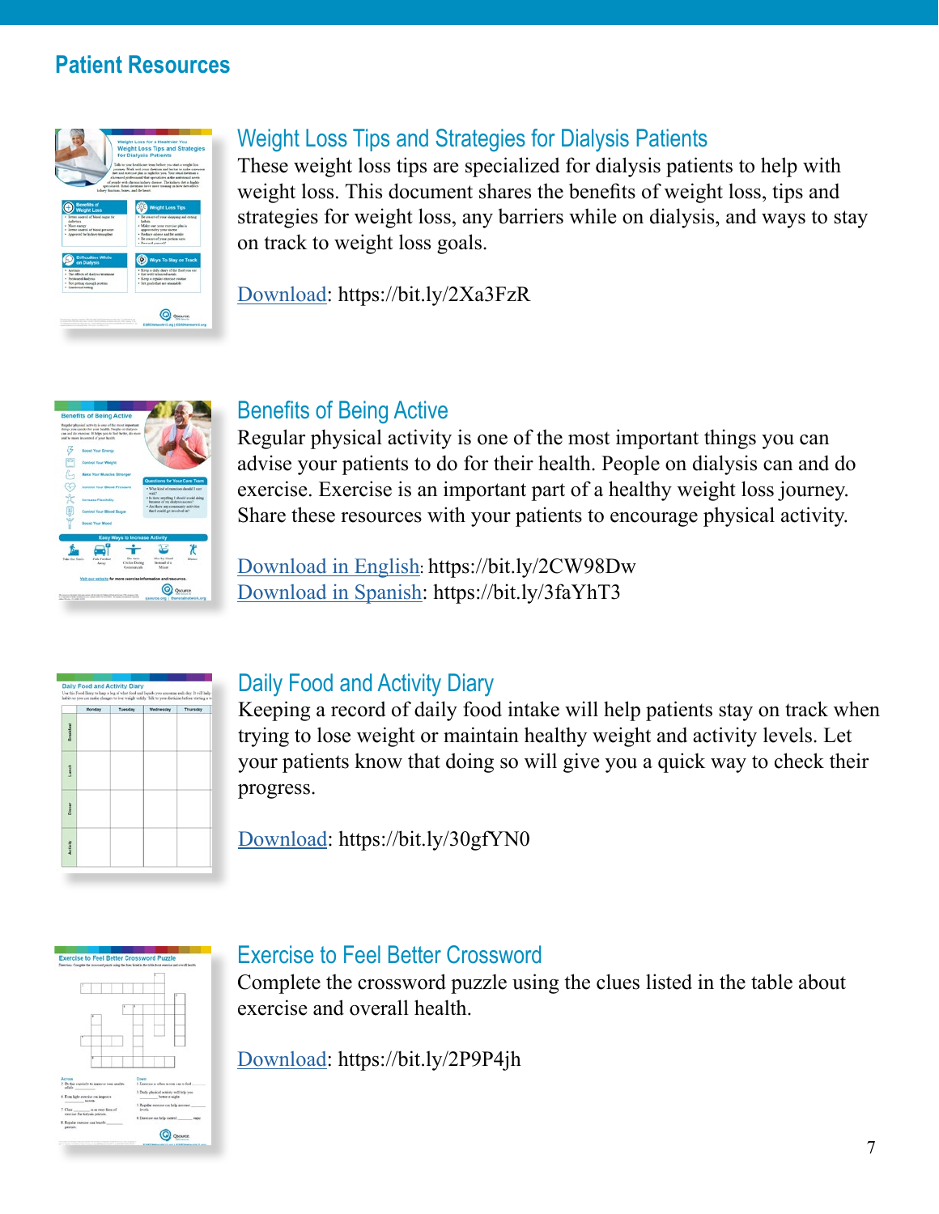# Patient Resources

## Weight Loss Tips and Strategies for Dialysis Patients

These weight loss tips are specialized for dialysis patients to help with weight loss. This document shares the benefits of weight loss, tips and strategies for weight loss, any barriers while on dialysis, and ways to stay on track to weight loss goals.

Download: https://bit.ly/2Xa3FzR

## Benefits of Being Active

Regular physical activity is one of the most important things you can advise your patients to do for their health. People on dialysis can and do exercise. Exercise is an important part of a healthy weight loss journey. Share these resources with your patients to encourage physical activity.

Download in English: https://bit.ly/2CW98Dw
Download in Spanish: https://bit.ly/3faYhT3

## Daily Food and Activity Diary

Keeping a record of daily food intake will help patients stay on track when trying to lose weight or maintain healthy weight and activity levels. Let your patients know that doing so will give you a quick way to check their progress.

Download: https://bit.ly/30gfYN0

## Exercise to Feel Better Crossword

Complete the crossword puzzle using the clues listed in the table about exercise and overall health.

Download: https://bit.ly/2P9P4jh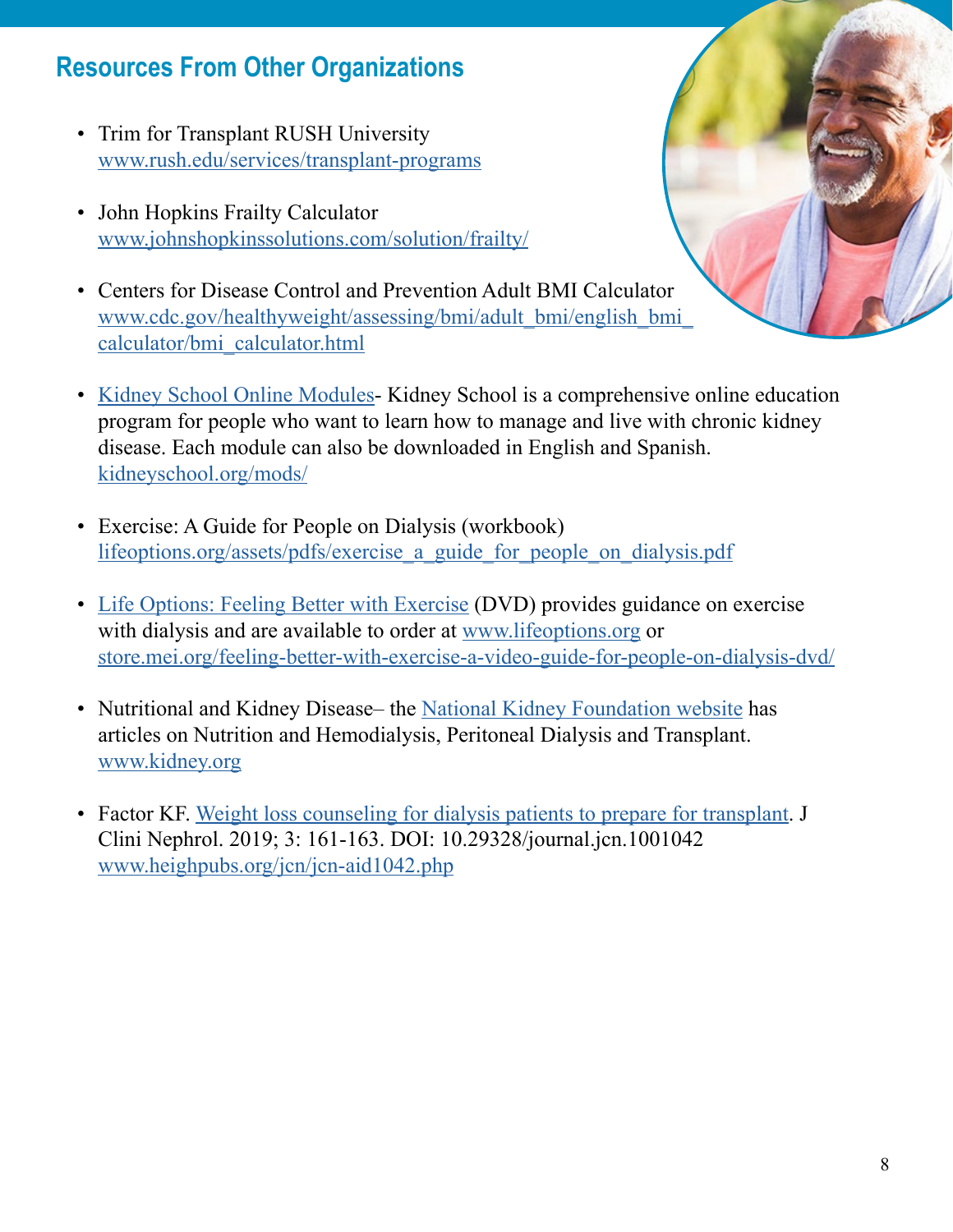## Resources From Other Organizations

- Trim for Transplant RUSH University
  www.rush.edu/services/transplant-programs

- John Hopkins Frailty Calculator
  www.johnshopkinssolutions.com/solution/frailty/

- Centers for Disease Control and Prevention Adult BMI Calculator
  www.cdc.gov/healthyweight/assessing/bmi/adult_bmi/english_bmi_calculator/bmi_calculator.html

- Kidney School Online Modules- Kidney School is a comprehensive online education program for people who want to learn how to manage and live with chronic kidney disease. Each module can also be downloaded in English and Spanish.
  kidneyschool.org/mods/

- Exercise: A Guide for People on Dialysis (workbook)
  lifeoptions.org/assets/pdfs/exercise_a_guide_for_people_on_dialysis.pdf

- Life Options: Feeling Better with Exercise (DVD) provides guidance on exercise with dialysis and are available to order at www.lifeoptions.org or store.mei.org/feeling-better-with-exercise-a-video-guide-for-people-on-dialysis-dvd/

- Nutritional and Kidney Disease– the National Kidney Foundation website has articles on Nutrition and Hemodialysis, Peritoneal Dialysis and Transplant.
  www.kidney.org

- Factor KF. Weight loss counseling for dialysis patients to prepare for transplant. J Clini Nephrol. 2019; 3: 161-163. DOI: 10.29328/journal.jcn.1001042
  www.heighpubs.org/jcn/jcn-aid1042.php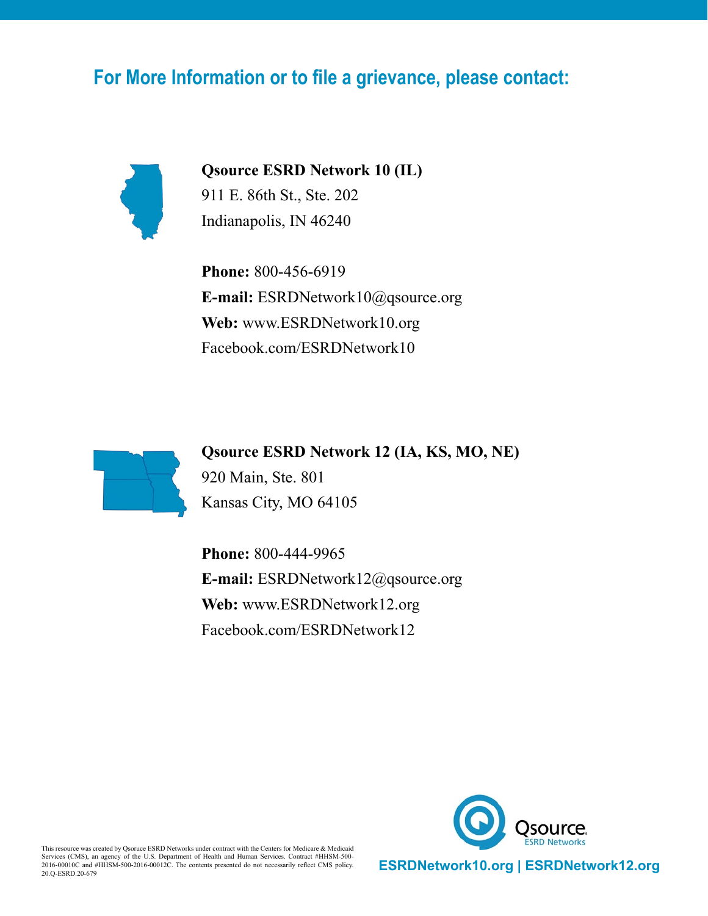## For More Information or to file a grievance, please contact:

**Qsource ESRD Network 10 (IL)**
911 E. 86th St., Ste. 202
Indianapolis, IN 46240

**Phone:** 800-456-6919
**E-mail:** ESRDNetwork10@qsource.org
**Web:** www.ESRDNetwork10.org
Facebook.com/ESRDNetwork10

**Qsource ESRD Network 12 (IA, KS, MO, NE)**
920 Main, Ste. 801
Kansas City, MO 64105

**Phone:** 800-444-9965
**E-mail:** ESRDNetwork12@qsource.org
**Web:** www.ESRDNetwork12.org
Facebook.com/ESRDNetwork12

This resource was created by Qsoruce ESRD Networks under contract with the Centers for Medicare & Medicaid Services (CMS), an agency of the U.S. Department of Health and Human Services. Contract #HHSM-500-2016-00010C and #HHSM-500-2016-00012C. The contents presented do not necessarily reflect CMS policy. 20.Q-ESRD.20-679

Qsource ESRD Networks

**ESRDNetwork10.org | ESRDNetwork12.org**